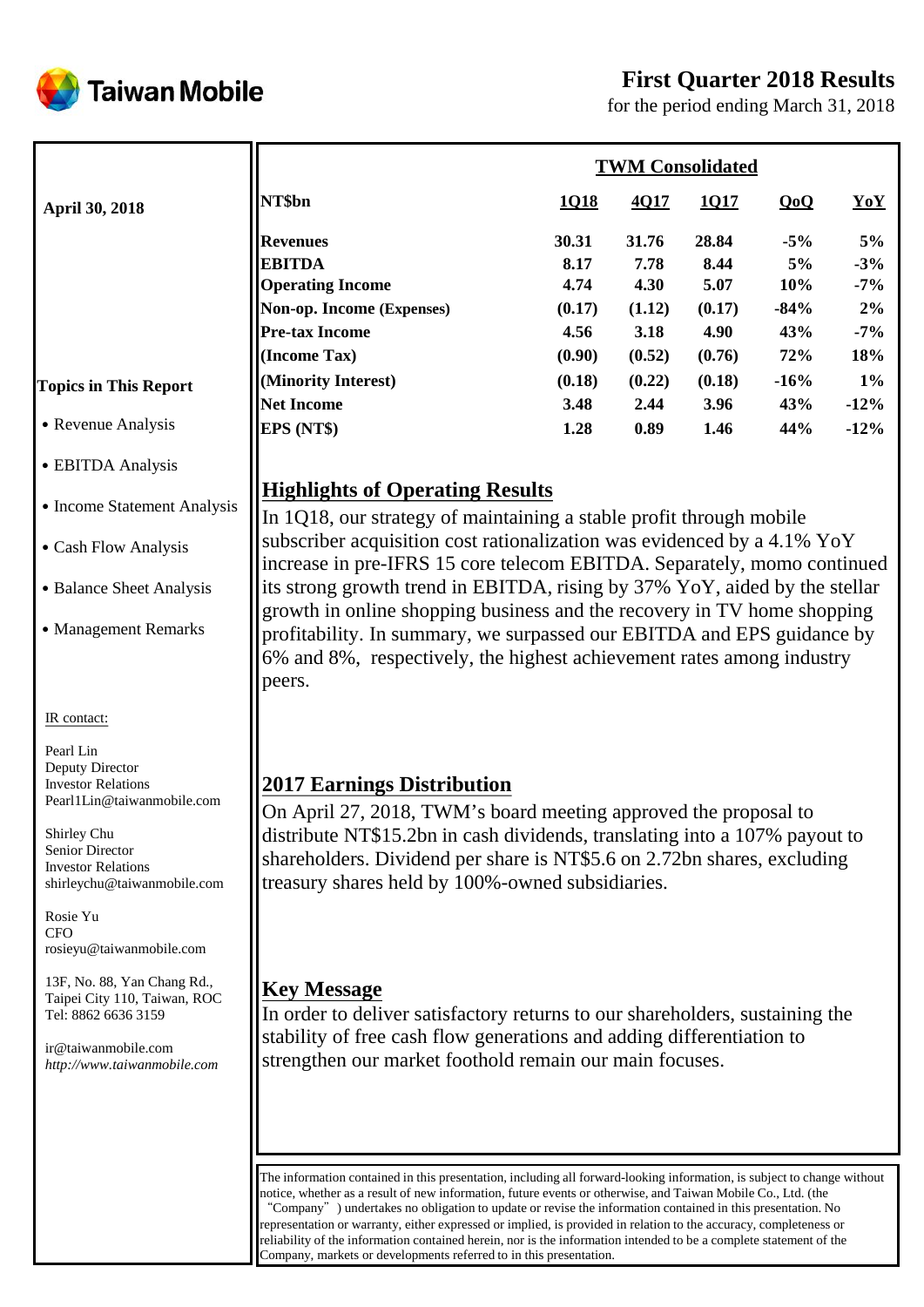# Taiwan Mobile

## First Quarter 2018 Results

for the period ending March 31, 2018

**April 30, 2018**

| NT$bn | 1Q18 | 4Q17 | 1Q17 | QoQ | YoY |
|---|---|---|---|---|---|
| **TWM Consolidated** | | | | | |
| **Revenues** | **30.31** | **31.76** | **28.84** | **-5%** | **5%** |
| **EBITDA** | **8.17** | **7.78** | **8.44** | **5%** | **-3%** |
| **Operating Income** | **4.74** | **4.30** | **5.07** | **10%** | **-7%** |
| **Non-op. Income (Expenses)** | **(0.17)** | **(1.12)** | **(0.17)** | **-84%** | **2%** |
| **Pre-tax Income** | **4.56** | **3.18** | **4.90** | **43%** | **-7%** |
| **(Income Tax)** | **(0.90)** | **(0.52)** | **(0.76)** | **72%** | **18%** |
| **(Minority Interest)** | **(0.18)** | **(0.22)** | **(0.18)** | **-16%** | **1%** |
| **Net Income** | **3.48** | **2.44** | **3.96** | **43%** | **-12%** |
| **EPS (NT$)** | **1.28** | **0.89** | **1.46** | **44%** | **-12%** |

**Topics in This Report**

- Revenue Analysis
- EBITDA Analysis
- Income Statement Analysis
- Cash Flow Analysis
- Balance Sheet Analysis
- Management Remarks

## Highlights of Operating Results

In 1Q18, our strategy of maintaining a stable profit through mobile subscriber acquisition cost rationalization was evidenced by a 4.1% YoY increase in pre-IFRS 15 core telecom EBITDA. Separately, momo continued its strong growth trend in EBITDA, rising by 37% YoY, aided by the stellar growth in online shopping business and the recovery in TV home shopping profitability. In summary, we surpassed our EBITDA and EPS guidance by 6% and 8%, respectively, the highest achievement rates among industry peers.

## 2017 Earnings Distribution

On April 27, 2018, TWM's board meeting approved the proposal to distribute NT$15.2bn in cash dividends, translating into a 107% payout to shareholders. Dividend per share is NT$5.6 on 2.72bn shares, excluding treasury shares held by 100%-owned subsidiaries.

## Key Message

In order to deliver satisfactory returns to our shareholders, sustaining the stability of free cash flow generations and adding differentiation to strengthen our market foothold remain our main focuses.

IR contact:

Pearl Lin
Deputy Director
Investor Relations
Pearl1Lin@taiwanmobile.com

Shirley Chu
Senior Director
Investor Relations
shirleychu@taiwanmobile.com

Rosie Yu
CFO
rosieyu@taiwanmobile.com

13F, No. 88, Yan Chang Rd., Taipei City 110, Taiwan, ROC
Tel: 8862 6636 3159

ir@taiwanmobile.com
*http://www.taiwanmobile.com*

The information contained in this presentation, including all forward-looking information, is subject to change without notice, whether as a result of new information, future events or otherwise, and Taiwan Mobile Co., Ltd. (the "Company") undertakes no obligation to update or revise the information contained in this presentation. No representation or warranty, either expressed or implied, is provided in relation to the accuracy, completeness or reliability of the information contained herein, nor is the information intended to be a complete statement of the Company, markets or developments referred to in this presentation.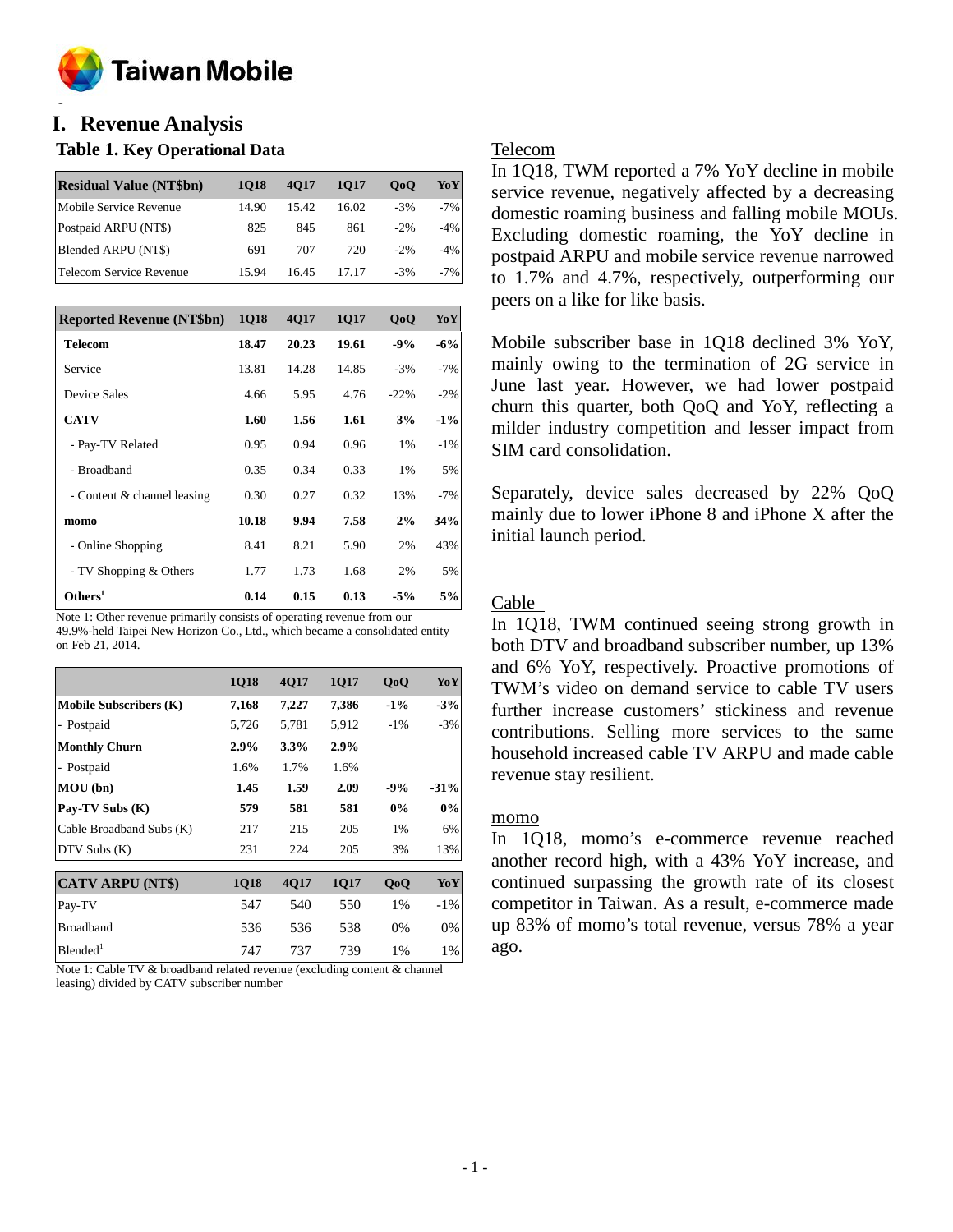# I. Revenue Analysis

## Table 1. Key Operational Data

| Residual Value (NT$bn) | 1Q18 | 4Q17 | 1Q17 | QoQ | YoY |
|---|---|---|---|---|---|
| Mobile Service Revenue | 14.90 | 15.42 | 16.02 | -3% | -7% |
| Postpaid ARPU (NT$) | 825 | 845 | 861 | -2% | -4% |
| Blended ARPU (NT$) | 691 | 707 | 720 | -2% | -4% |
| Telecom Service Revenue | 15.94 | 16.45 | 17.17 | -3% | -7% |

| Reported Revenue (NT$bn) | 1Q18 | 4Q17 | 1Q17 | QoQ | YoY |
|---|---|---|---|---|---|
| **Telecom** | **18.47** | **20.23** | **19.61** | **-9%** | **-6%** |
| Service | 13.81 | 14.28 | 14.85 | -3% | -7% |
| Device Sales | 4.66 | 5.95 | 4.76 | -22% | -2% |
| **CATV** | **1.60** | **1.56** | **1.61** | **3%** | **-1%** |
| - Pay-TV Related | 0.95 | 0.94 | 0.96 | 1% | -1% |
| - Broadband | 0.35 | 0.34 | 0.33 | 1% | 5% |
| - Content & channel leasing | 0.30 | 0.27 | 0.32 | 13% | -7% |
| **momo** | **10.18** | **9.94** | **7.58** | **2%** | **34%** |
| - Online Shopping | 8.41 | 8.21 | 5.90 | 2% | 43% |
| - TV Shopping & Others | 1.77 | 1.73 | 1.68 | 2% | 5% |
| **Others[1]** | **0.14** | **0.15** | **0.13** | **-5%** | **5%** |

Note 1: Other revenue primarily consists of operating revenue from our 49.9%-held Taipei New Horizon Co., Ltd., which became a consolidated entity on Feb 21, 2014.

| | 1Q18 | 4Q17 | 1Q17 | QoQ | YoY |
|---|---|---|---|---|---|
| **Mobile Subscribers (K)** | **7,168** | **7,227** | **7,386** | **-1%** | **-3%** |
| - Postpaid | 5,726 | 5,781 | 5,912 | -1% | -3% |
| **Monthly Churn** | **2.9%** | **3.3%** | **2.9%** | | |
| - Postpaid | 1.6% | 1.7% | 1.6% | | |
| **MOU (bn)** | **1.45** | **1.59** | **2.09** | **-9%** | **-31%** |
| **Pay-TV Subs (K)** | **579** | **581** | **581** | **0%** | **0%** |
| Cable Broadband Subs (K) | 217 | 215 | 205 | 1% | 6% |
| DTV Subs (K) | 231 | 224 | 205 | 3% | 13% |

| CATV ARPU (NT$) | 1Q18 | 4Q17 | 1Q17 | QoQ | YoY |
|---|---|---|---|---|---|
| Pay-TV | 547 | 540 | 550 | 1% | -1% |
| Broadband | 536 | 536 | 538 | 0% | 0% |
| Blended[1] | 747 | 737 | 739 | 1% | 1% |

Note 1: Cable TV & broadband related revenue (excluding content & channel leasing) divided by CATV subscriber number

Telecom

In 1Q18, TWM reported a 7% YoY decline in mobile service revenue, negatively affected by a decreasing domestic roaming business and falling mobile MOUs. Excluding domestic roaming, the YoY decline in postpaid ARPU and mobile service revenue narrowed to 1.7% and 4.7%, respectively, outperforming our peers on a like for like basis.

Mobile subscriber base in 1Q18 declined 3% YoY, mainly owing to the termination of 2G service in June last year. However, we had lower postpaid churn this quarter, both QoQ and YoY, reflecting a milder industry competition and lesser impact from SIM card consolidation.

Separately, device sales decreased by 22% QoQ mainly due to lower iPhone 8 and iPhone X after the initial launch period.

Cable

In 1Q18, TWM continued seeing strong growth in both DTV and broadband subscriber number, up 13% and 6% YoY, respectively. Proactive promotions of TWM's video on demand service to cable TV users further increase customers' stickiness and revenue contributions. Selling more services to the same household increased cable TV ARPU and made cable revenue stay resilient.

momo

In 1Q18, momo's e-commerce revenue reached another record high, with a 43% YoY increase, and continued surpassing the growth rate of its closest competitor in Taiwan. As a result, e-commerce made up 83% of momo's total revenue, versus 78% a year ago.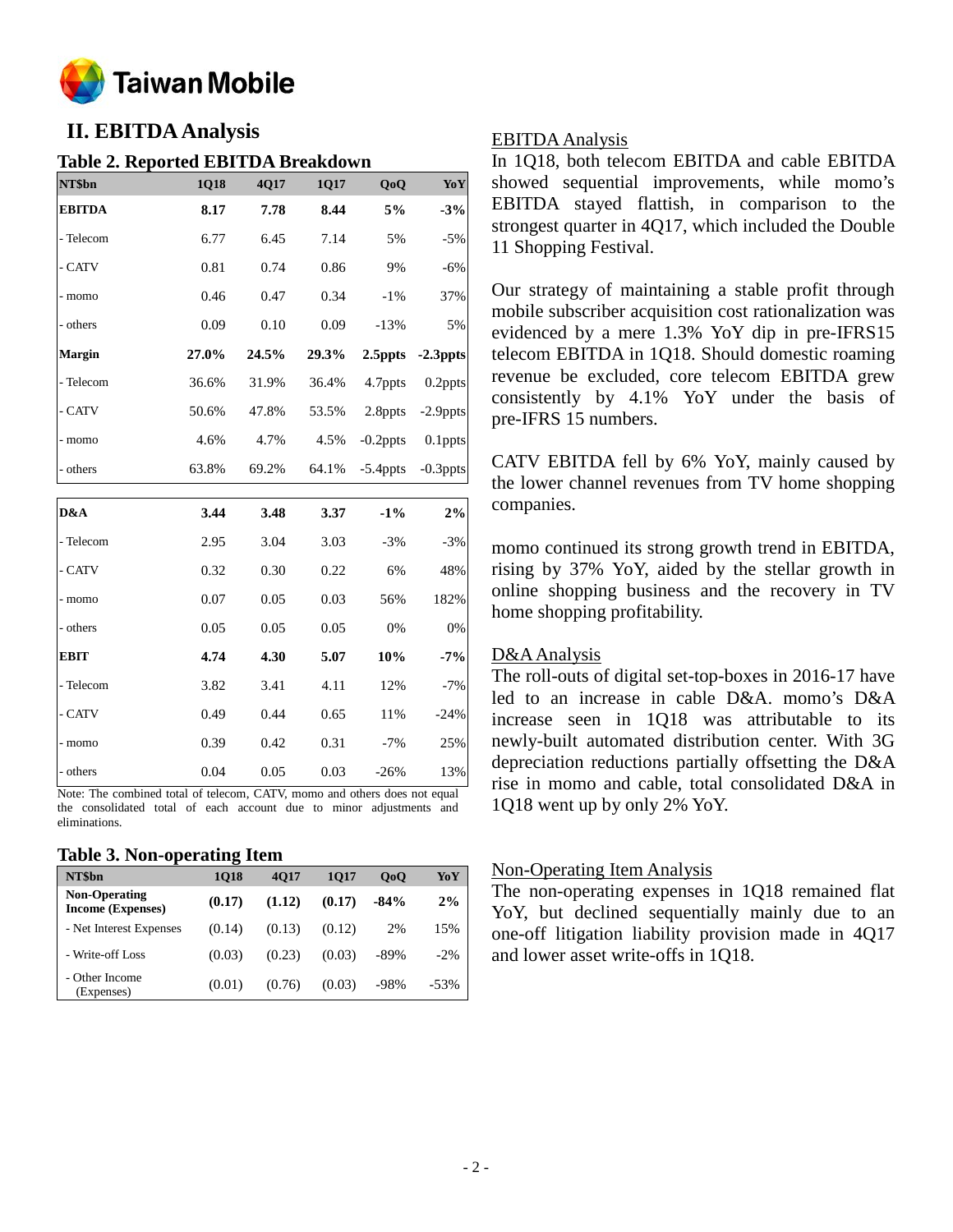# II. EBITDA Analysis

### Table 2. Reported EBITDA Breakdown

| NT$bn | 1Q18 | 4Q17 | 1Q17 | QoQ | YoY |
|---|---|---|---|---|---|
| **EBITDA** | **8.17** | **7.78** | **8.44** | **5%** | **-3%** |
| - Telecom | 6.77 | 6.45 | 7.14 | 5% | -5% |
| - CATV | 0.81 | 0.74 | 0.86 | 9% | -6% |
| - momo | 0.46 | 0.47 | 0.34 | -1% | 37% |
| - others | 0.09 | 0.10 | 0.09 | -13% | 5% |
| **Margin** | **27.0%** | **24.5%** | **29.3%** | **2.5ppts** | **-2.3ppts** |
| - Telecom | 36.6% | 31.9% | 36.4% | 4.7ppts | 0.2ppts |
| - CATV | 50.6% | 47.8% | 53.5% | 2.8ppts | -2.9ppts |
| - momo | 4.6% | 4.7% | 4.5% | -0.2ppts | 0.1ppts |
| - others | 63.8% | 69.2% | 64.1% | -5.4ppts | -0.3ppts |
| **D&A** | **3.44** | **3.48** | **3.37** | **-1%** | **2%** |
| - Telecom | 2.95 | 3.04 | 3.03 | -3% | -3% |
| - CATV | 0.32 | 0.30 | 0.22 | 6% | 48% |
| - momo | 0.07 | 0.05 | 0.03 | 56% | 182% |
| - others | 0.05 | 0.05 | 0.05 | 0% | 0% |
| **EBIT** | **4.74** | **4.30** | **5.07** | **10%** | **-7%** |
| - Telecom | 3.82 | 3.41 | 4.11 | 12% | -7% |
| - CATV | 0.49 | 0.44 | 0.65 | 11% | -24% |
| - momo | 0.39 | 0.42 | 0.31 | -7% | 25% |
| - others | 0.04 | 0.05 | 0.03 | -26% | 13% |

Note: The combined total of telecom, CATV, momo and others does not equal the consolidated total of each account due to minor adjustments and eliminations.

### Table 3. Non-operating Item

| NT$bn | 1Q18 | 4Q17 | 1Q17 | QoQ | YoY |
|---|---|---|---|---|---|
| **Non-Operating Income (Expenses)** | **(0.17)** | **(1.12)** | **(0.17)** | **-84%** | **2%** |
| - Net Interest Expenses | (0.14) | (0.13) | (0.12) | 2% | 15% |
| - Write-off Loss | (0.03) | (0.23) | (0.03) | -89% | -2% |
| - Other Income (Expenses) | (0.01) | (0.76) | (0.03) | -98% | -53% |

<u>EBITDA Analysis</u>

In 1Q18, both telecom EBITDA and cable EBITDA showed sequential improvements, while momo's EBITDA stayed flattish, in comparison to the strongest quarter in 4Q17, which included the Double 11 Shopping Festival.

Our strategy of maintaining a stable profit through mobile subscriber acquisition cost rationalization was evidenced by a mere 1.3% YoY dip in pre-IFRS15 telecom EBITDA in 1Q18. Should domestic roaming revenue be excluded, core telecom EBITDA grew consistently by 4.1% YoY under the basis of pre-IFRS 15 numbers.

CATV EBITDA fell by 6% YoY, mainly caused by the lower channel revenues from TV home shopping companies.

momo continued its strong growth trend in EBITDA, rising by 37% YoY, aided by the stellar growth in online shopping business and the recovery in TV home shopping profitability.

<u>D&A Analysis</u>

The roll-outs of digital set-top-boxes in 2016-17 have led to an increase in cable D&A. momo's D&A increase seen in 1Q18 was attributable to its newly-built automated distribution center. With 3G depreciation reductions partially offsetting the D&A rise in momo and cable, total consolidated D&A in 1Q18 went up by only 2% YoY.

<u>Non-Operating Item Analysis</u>

The non-operating expenses in 1Q18 remained flat YoY, but declined sequentially mainly due to an one-off litigation liability provision made in 4Q17 and lower asset write-offs in 1Q18.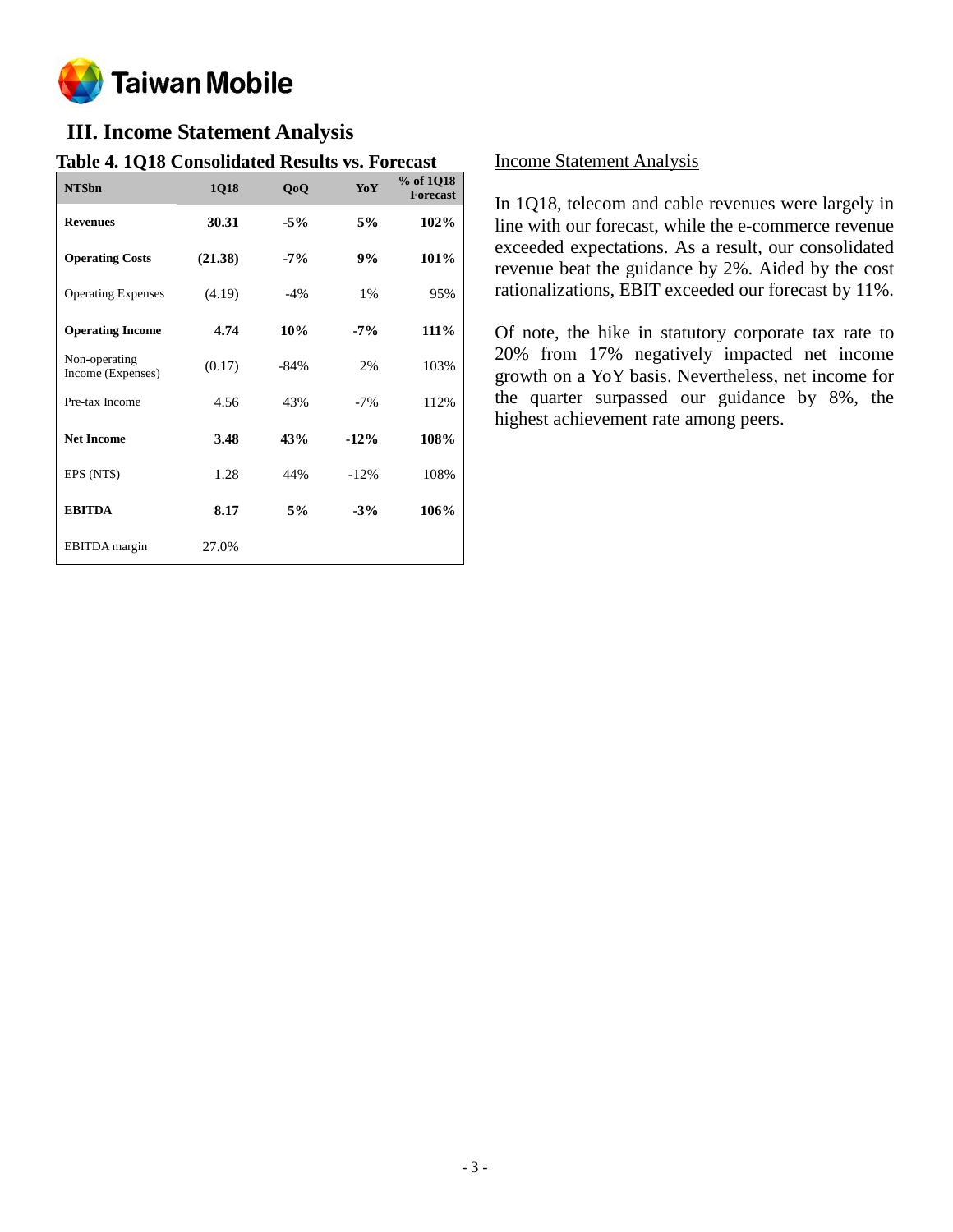## III. Income Statement Analysis

**Table 4. 1Q18 Consolidated Results vs. Forecast**

| NT$bn | 1Q18 | QoQ | YoY | % of 1Q18 Forecast |
|---|---|---|---|---|
| **Revenues** | **30.31** | **-5%** | **5%** | **102%** |
| **Operating Costs** | **(21.38)** | **-7%** | **9%** | **101%** |
| Operating Expenses | (4.19) | -4% | 1% | 95% |
| **Operating Income** | **4.74** | **10%** | **-7%** | **111%** |
| Non-operating Income (Expenses) | (0.17) | -84% | 2% | 103% |
| Pre-tax Income | 4.56 | 43% | -7% | 112% |
| **Net Income** | **3.48** | **43%** | **-12%** | **108%** |
| EPS (NT$) | 1.28 | 44% | -12% | 108% |
| **EBITDA** | **8.17** | **5%** | **-3%** | **106%** |
| EBITDA margin | 27.0% | | | |

Income Statement Analysis

In 1Q18, telecom and cable revenues were largely in line with our forecast, while the e-commerce revenue exceeded expectations. As a result, our consolidated revenue beat the guidance by 2%. Aided by the cost rationalizations, EBIT exceeded our forecast by 11%.

Of note, the hike in statutory corporate tax rate to 20% from 17% negatively impacted net income growth on a YoY basis. Nevertheless, net income for the quarter surpassed our guidance by 8%, the highest achievement rate among peers.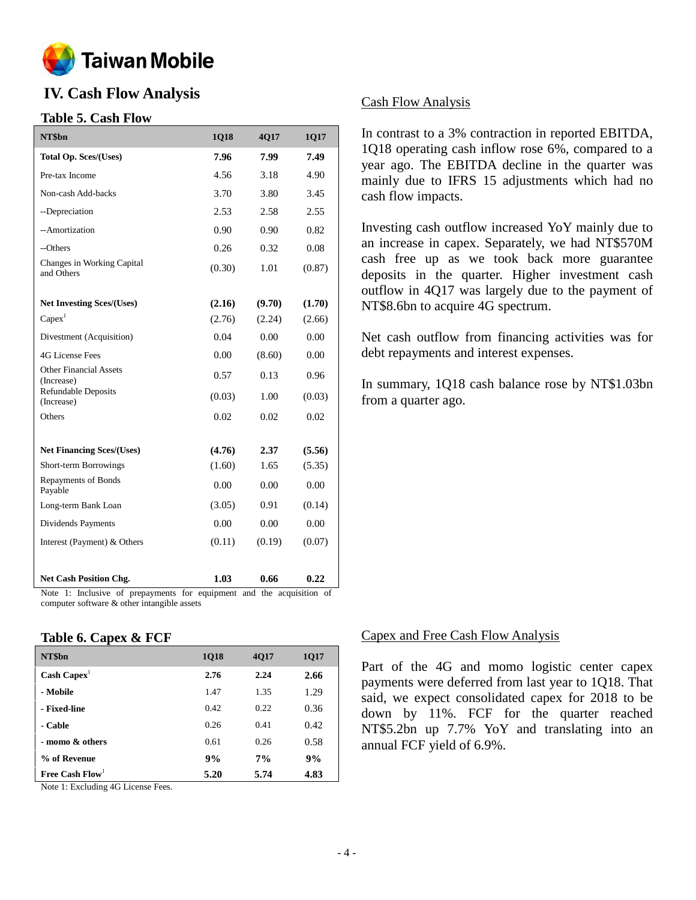# IV. Cash Flow Analysis

## Table 5. Cash Flow

| NT$bn | 1Q18 | 4Q17 | 1Q17 |
|---|---|---|---|
| **Total Op. Sces/(Uses)** | **7.96** | **7.99** | **7.49** |
| Pre-tax Income | 4.56 | 3.18 | 4.90 |
| Non-cash Add-backs | 3.70 | 3.80 | 3.45 |
| --Depreciation | 2.53 | 2.58 | 2.55 |
| --Amortization | 0.90 | 0.90 | 0.82 |
| --Others | 0.26 | 0.32 | 0.08 |
| Changes in Working Capital and Others | (0.30) | 1.01 | (0.87) |
| | | | |
| **Net Investing Sces/(Uses)** | **(2.16)** | **(9.70)** | **(1.70)** |
| Capex[1] | (2.76) | (2.24) | (2.66) |
| Divestment (Acquisition) | 0.04 | 0.00 | 0.00 |
| 4G License Fees | 0.00 | (8.60) | 0.00 |
| Other Financial Assets (Increase) | 0.57 | 0.13 | 0.96 |
| Refundable Deposits (Increase) | (0.03) | 1.00 | (0.03) |
| Others | 0.02 | 0.02 | 0.02 |
| | | | |
| **Net Financing Sces/(Uses)** | **(4.76)** | **2.37** | **(5.56)** |
| Short-term Borrowings | (1.60) | 1.65 | (5.35) |
| Repayments of Bonds Payable | 0.00 | 0.00 | 0.00 |
| Long-term Bank Loan | (3.05) | 0.91 | (0.14) |
| Dividends Payments | 0.00 | 0.00 | 0.00 |
| Interest (Payment) & Others | (0.11) | (0.19) | (0.07) |
| | | | |
| **Net Cash Position Chg.** | **1.03** | **0.66** | **0.22** |

Note 1: Inclusive of prepayments for equipment and the acquisition of computer software & other intangible assets

### Cash Flow Analysis

In contrast to a 3% contraction in reported EBITDA, 1Q18 operating cash inflow rose 6%, compared to a year ago. The EBITDA decline in the quarter was mainly due to IFRS 15 adjustments which had no cash flow impacts.

Investing cash outflow increased YoY mainly due to an increase in capex. Separately, we had NT$570M cash free up as we took back more guarantee deposits in the quarter. Higher investment cash outflow in 4Q17 was largely due to the payment of NT$8.6bn to acquire 4G spectrum.

Net cash outflow from financing activities was for debt repayments and interest expenses.

In summary, 1Q18 cash balance rose by NT$1.03bn from a quarter ago.

## Table 6. Capex & FCF

| NT$bn | 1Q18 | 4Q17 | 1Q17 |
|---|---|---|---|
| **Cash Capex[1]** | **2.76** | **2.24** | **2.66** |
| **- Mobile** | 1.47 | 1.35 | 1.29 |
| **- Fixed-line** | 0.42 | 0.22 | 0.36 |
| **- Cable** | 0.26 | 0.41 | 0.42 |
| **- momo & others** | 0.61 | 0.26 | 0.58 |
| **% of Revenue** | **9%** | **7%** | **9%** |
| **Free Cash Flow[1]** | **5.20** | **5.74** | **4.83** |

Note 1: Excluding 4G License Fees.

### Capex and Free Cash Flow Analysis

Part of the 4G and momo logistic center capex payments were deferred from last year to 1Q18. That said, we expect consolidated capex for 2018 to be down by 11%. FCF for the quarter reached NT$5.2bn up 7.7% YoY and translating into an annual FCF yield of 6.9%.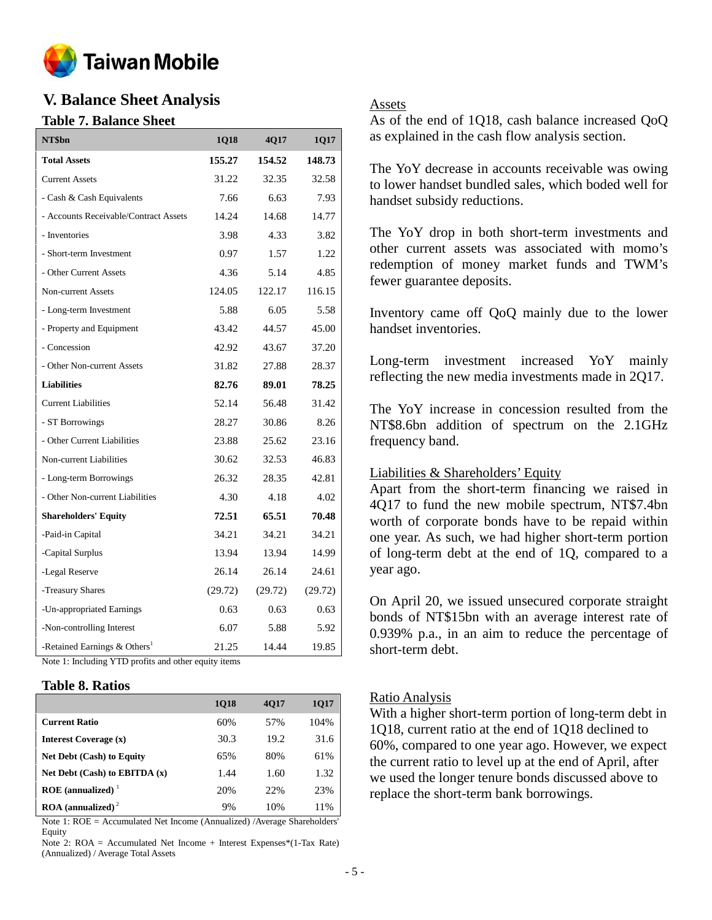# V. Balance Sheet Analysis

## Table 7. Balance Sheet

| NT$bn | 1Q18 | 4Q17 | 1Q17 |
|---|---|---|---|
| **Total Assets** | **155.27** | **154.52** | **148.73** |
| Current Assets | 31.22 | 32.35 | 32.58 |
| - Cash & Cash Equivalents | 7.66 | 6.63 | 7.93 |
| - Accounts Receivable/Contract Assets | 14.24 | 14.68 | 14.77 |
| - Inventories | 3.98 | 4.33 | 3.82 |
| - Short-term Investment | 0.97 | 1.57 | 1.22 |
| - Other Current Assets | 4.36 | 5.14 | 4.85 |
| Non-current Assets | 124.05 | 122.17 | 116.15 |
| - Long-term Investment | 5.88 | 6.05 | 5.58 |
| - Property and Equipment | 43.42 | 44.57 | 45.00 |
| - Concession | 42.92 | 43.67 | 37.20 |
| - Other Non-current Assets | 31.82 | 27.88 | 28.37 |
| **Liabilities** | **82.76** | **89.01** | **78.25** |
| Current Liabilities | 52.14 | 56.48 | 31.42 |
| - ST Borrowings | 28.27 | 30.86 | 8.26 |
| - Other Current Liabilities | 23.88 | 25.62 | 23.16 |
| Non-current Liabilities | 30.62 | 32.53 | 46.83 |
| - Long-term Borrowings | 26.32 | 28.35 | 42.81 |
| - Other Non-current Liabilities | 4.30 | 4.18 | 4.02 |
| **Shareholders' Equity** | **72.51** | **65.51** | **70.48** |
| -Paid-in Capital | 34.21 | 34.21 | 34.21 |
| -Capital Surplus | 13.94 | 13.94 | 14.99 |
| -Legal Reserve | 26.14 | 26.14 | 24.61 |
| -Treasury Shares | (29.72) | (29.72) | (29.72) |
| -Un-appropriated Earnings | 0.63 | 0.63 | 0.63 |
| -Non-controlling Interest | 6.07 | 5.88 | 5.92 |
| -Retained Earnings & Others[1] | 21.25 | 14.44 | 19.85 |

Note 1: Including YTD profits and other equity items

## Table 8. Ratios

| | 1Q18 | 4Q17 | 1Q17 |
|---|---|---|---|
| **Current Ratio** | 60% | 57% | 104% |
| **Interest Coverage (x)** | 30.3 | 19.2 | 31.6 |
| **Net Debt (Cash) to Equity** | 65% | 80% | 61% |
| **Net Debt (Cash) to EBITDA (x)** | 1.44 | 1.60 | 1.32 |
| **ROE (annualized)** [1] | 20% | 22% | 23% |
| **ROA (annualized)** [2] | 9% | 10% | 11% |

Note 1: ROE = Accumulated Net Income (Annualized) /Average Shareholders' Equity

Note 2: ROA = Accumulated Net Income + Interest Expenses*(1-Tax Rate) (Annualized) / Average Total Assets

Assets

As of the end of 1Q18, cash balance increased QoQ as explained in the cash flow analysis section.

The YoY decrease in accounts receivable was owing to lower handset bundled sales, which boded well for handset subsidy reductions.

The YoY drop in both short-term investments and other current assets was associated with momo's redemption of money market funds and TWM's fewer guarantee deposits.

Inventory came off QoQ mainly due to the lower handset inventories.

Long-term investment increased YoY mainly reflecting the new media investments made in 2Q17.

The YoY increase in concession resulted from the NT$8.6bn addition of spectrum on the 2.1GHz frequency band.

Liabilities & Shareholders' Equity

Apart from the short-term financing we raised in 4Q17 to fund the new mobile spectrum, NT$7.4bn worth of corporate bonds have to be repaid within one year. As such, we had higher short-term portion of long-term debt at the end of 1Q, compared to a year ago.

On April 20, we issued unsecured corporate straight bonds of NT$15bn with an average interest rate of 0.939% p.a., in an aim to reduce the percentage of short-term debt.

Ratio Analysis

With a higher short-term portion of long-term debt in 1Q18, current ratio at the end of 1Q18 declined to 60%, compared to one year ago. However, we expect the current ratio to level up at the end of April, after we used the longer tenure bonds discussed above to replace the short-term bank borrowings.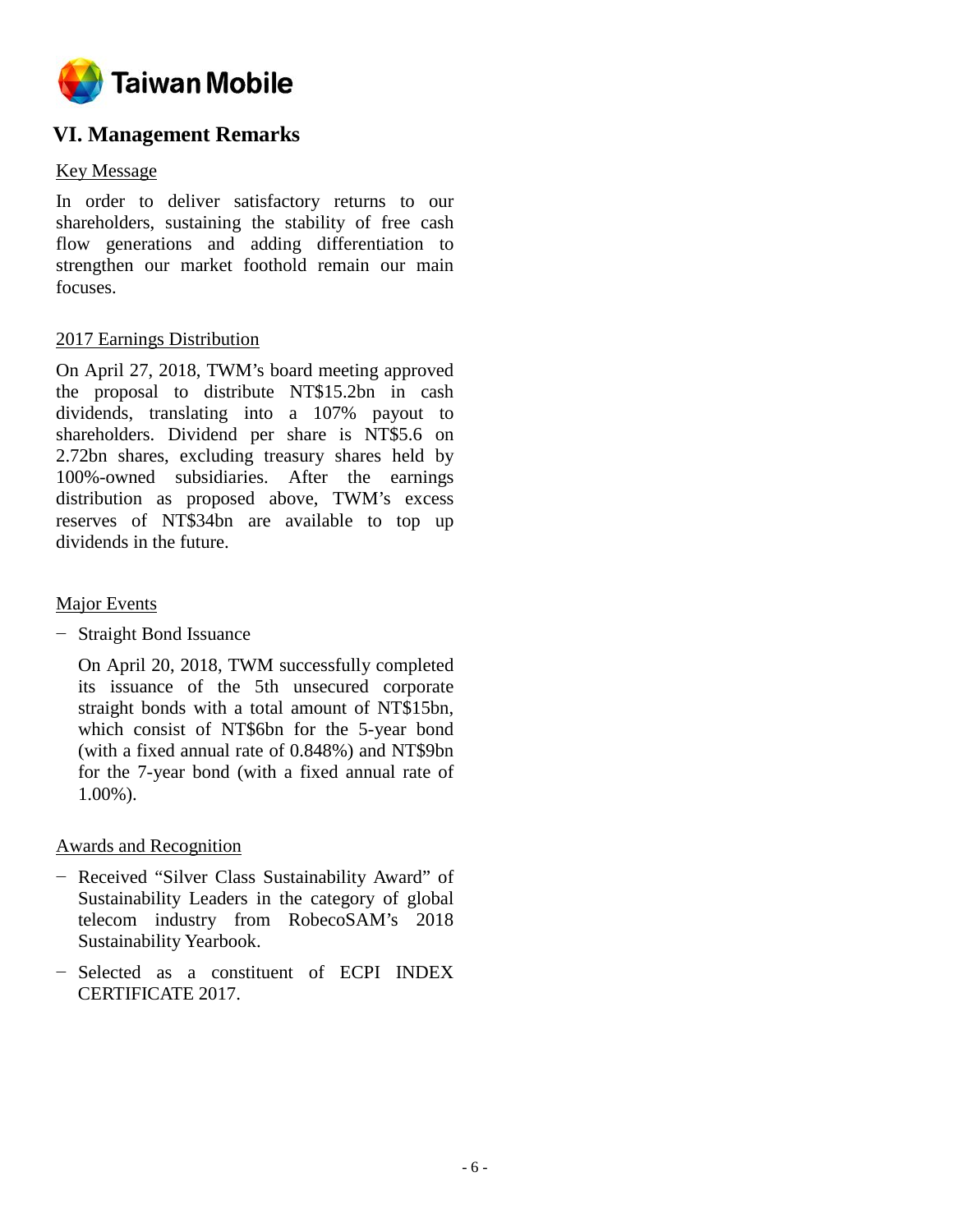## VI. Management Remarks

Key Message

In order to deliver satisfactory returns to our shareholders, sustaining the stability of free cash flow generations and adding differentiation to strengthen our market foothold remain our main focuses.

2017 Earnings Distribution

On April 27, 2018, TWM's board meeting approved the proposal to distribute NT$15.2bn in cash dividends, translating into a 107% payout to shareholders. Dividend per share is NT$5.6 on 2.72bn shares, excluding treasury shares held by 100%-owned subsidiaries. After the earnings distribution as proposed above, TWM's excess reserves of NT$34bn are available to top up dividends in the future.

Major Events

- Straight Bond Issuance

  On April 20, 2018, TWM successfully completed its issuance of the 5th unsecured corporate straight bonds with a total amount of NT$15bn, which consist of NT$6bn for the 5-year bond (with a fixed annual rate of 0.848%) and NT$9bn for the 7-year bond (with a fixed annual rate of 1.00%).

Awards and Recognition

- Received "Silver Class Sustainability Award" of Sustainability Leaders in the category of global telecom industry from RobecoSAM's 2018 Sustainability Yearbook.
- Selected as a constituent of ECPI INDEX CERTIFICATE 2017.